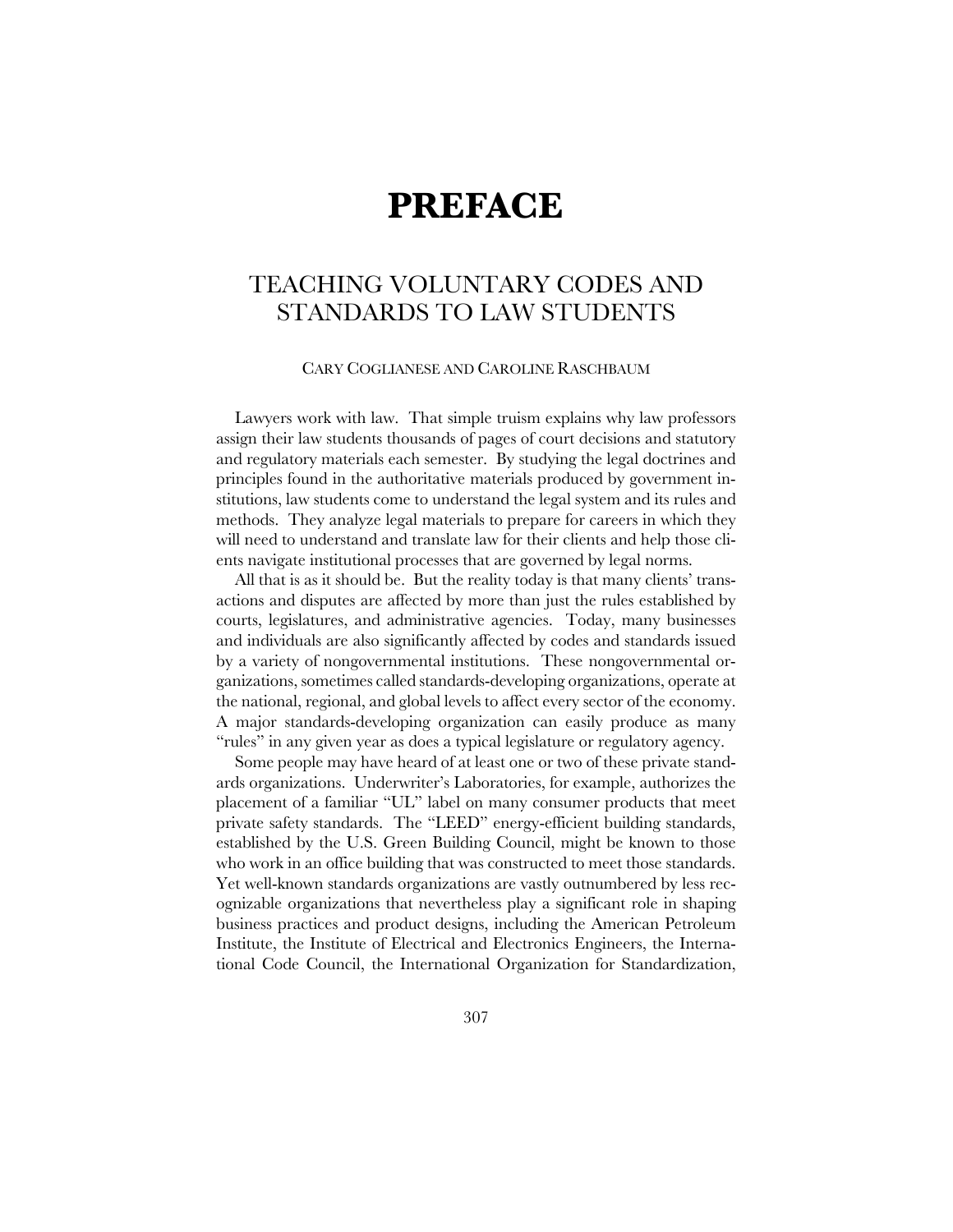# PREFACE

## TEACHING VOLUNTARY CODES AND STANDARDS TO LAW STUDENTS

CARY COGLIANESE AND CAROLINE RASCHBAUM

Lawyers work with law. That simple truism explains why law professors assign their law students thousands of pages of court decisions and statutory and regulatory materials each semester. By studying the legal doctrines and principles found in the authoritative materials produced by government institutions, law students come to understand the legal system and its rules and methods. They analyze legal materials to prepare for careers in which they will need to understand and translate law for their clients and help those clients navigate institutional processes that are governed by legal norms.

All that is as it should be. But the reality today is that many clients' transactions and disputes are affected by more than just the rules established by courts, legislatures, and administrative agencies. Today, many businesses and individuals are also significantly affected by codes and standards issued by a variety of nongovernmental institutions. These nongovernmental organizations, sometimes called standards-developing organizations, operate at the national, regional, and global levels to affect every sector of the economy. A major standards-developing organization can easily produce as many "rules" in any given year as does a typical legislature or regulatory agency.

Some people may have heard of at least one or two of these private standards organizations. Underwriter's Laboratories, for example, authorizes the placement of a familiar "UL" label on many consumer products that meet private safety standards. The "LEED" energy-efficient building standards, established by the U.S. Green Building Council, might be known to those who work in an office building that was constructed to meet those standards. Yet well-known standards organizations are vastly outnumbered by less recognizable organizations that nevertheless play a significant role in shaping business practices and product designs, including the American Petroleum Institute, the Institute of Electrical and Electronics Engineers, the International Code Council, the International Organization for Standardization,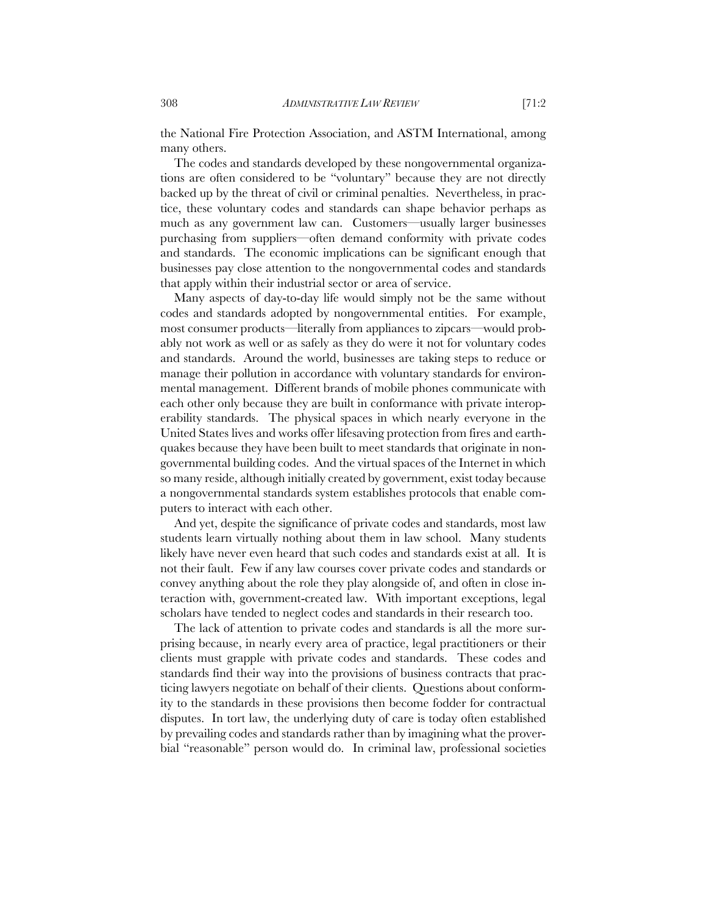the National Fire Protection Association, and ASTM International, among many others.

The codes and standards developed by these nongovernmental organizations are often considered to be "voluntary" because they are not directly backed up by the threat of civil or criminal penalties. Nevertheless, in practice, these voluntary codes and standards can shape behavior perhaps as much as any government law can. Customers—usually larger businesses purchasing from suppliers—often demand conformity with private codes and standards. The economic implications can be significant enough that businesses pay close attention to the nongovernmental codes and standards that apply within their industrial sector or area of service.

Many aspects of day-to-day life would simply not be the same without codes and standards adopted by nongovernmental entities. For example, most consumer products—literally from appliances to zipcars—would probably not work as well or as safely as they do were it not for voluntary codes and standards. Around the world, businesses are taking steps to reduce or manage their pollution in accordance with voluntary standards for environmental management. Different brands of mobile phones communicate with each other only because they are built in conformance with private interoperability standards. The physical spaces in which nearly everyone in the United States lives and works offer lifesaving protection from fires and earthquakes because they have been built to meet standards that originate in nongovernmental building codes. And the virtual spaces of the Internet in which so many reside, although initially created by government, exist today because a nongovernmental standards system establishes protocols that enable computers to interact with each other.

And yet, despite the significance of private codes and standards, most law students learn virtually nothing about them in law school. Many students likely have never even heard that such codes and standards exist at all. It is not their fault. Few if any law courses cover private codes and standards or convey anything about the role they play alongside of, and often in close interaction with, government-created law. With important exceptions, legal scholars have tended to neglect codes and standards in their research too.

The lack of attention to private codes and standards is all the more surprising because, in nearly every area of practice, legal practitioners or their clients must grapple with private codes and standards. These codes and standards find their way into the provisions of business contracts that practicing lawyers negotiate on behalf of their clients. Questions about conformity to the standards in these provisions then become fodder for contractual disputes. In tort law, the underlying duty of care is today often established by prevailing codes and standards rather than by imagining what the proverbial "reasonable" person would do. In criminal law, professional societies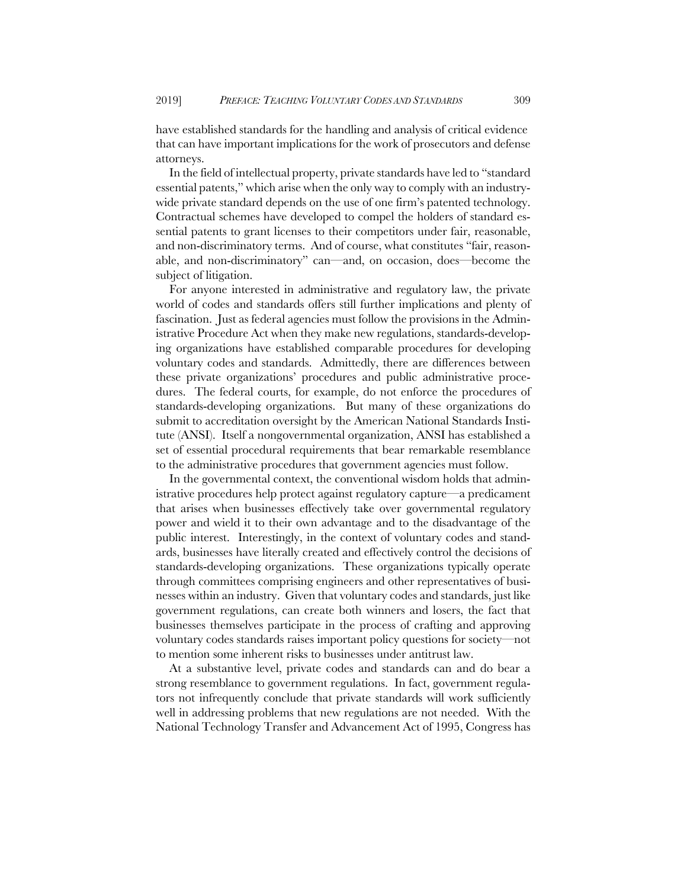have established standards for the handling and analysis of critical evidence that can have important implications for the work of prosecutors and defense attorneys.

In the field of intellectual property, private standards have led to "standard essential patents," which arise when the only way to comply with an industry-wide private standard depends on the use of one firm's patented technology. Contractual schemes have developed to compel the holders of standard essential patents to grant licenses to their competitors under fair, reasonable, and non-discriminatory terms. And of course, what constitutes "fair, reasonable, and non-discriminatory" can—and, on occasion, does—become the subject of litigation.

For anyone interested in administrative and regulatory law, the private world of codes and standards offers still further implications and plenty of fascination. Just as federal agencies must follow the provisions in the Administrative Procedure Act when they make new regulations, standards-developing organizations have established comparable procedures for developing voluntary codes and standards. Admittedly, there are differences between these private organizations' procedures and public administrative procedures. The federal courts, for example, do not enforce the procedures of standards-developing organizations. But many of these organizations do submit to accreditation oversight by the American National Standards Institute (ANSI). Itself a nongovernmental organization, ANSI has established a set of essential procedural requirements that bear remarkable resemblance to the administrative procedures that government agencies must follow.

In the governmental context, the conventional wisdom holds that administrative procedures help protect against regulatory capture—a predicament that arises when businesses effectively take over governmental regulatory power and wield it to their own advantage and to the disadvantage of the public interest. Interestingly, in the context of voluntary codes and standards, businesses have literally created and effectively control the decisions of standards-developing organizations. These organizations typically operate through committees comprising engineers and other representatives of businesses within an industry. Given that voluntary codes and standards, just like government regulations, can create both winners and losers, the fact that businesses themselves participate in the process of crafting and approving voluntary codes standards raises important policy questions for society—not to mention some inherent risks to businesses under antitrust law.

At a substantive level, private codes and standards can and do bear a strong resemblance to government regulations. In fact, government regulators not infrequently conclude that private standards will work sufficiently well in addressing problems that new regulations are not needed. With the National Technology Transfer and Advancement Act of 1995, Congress has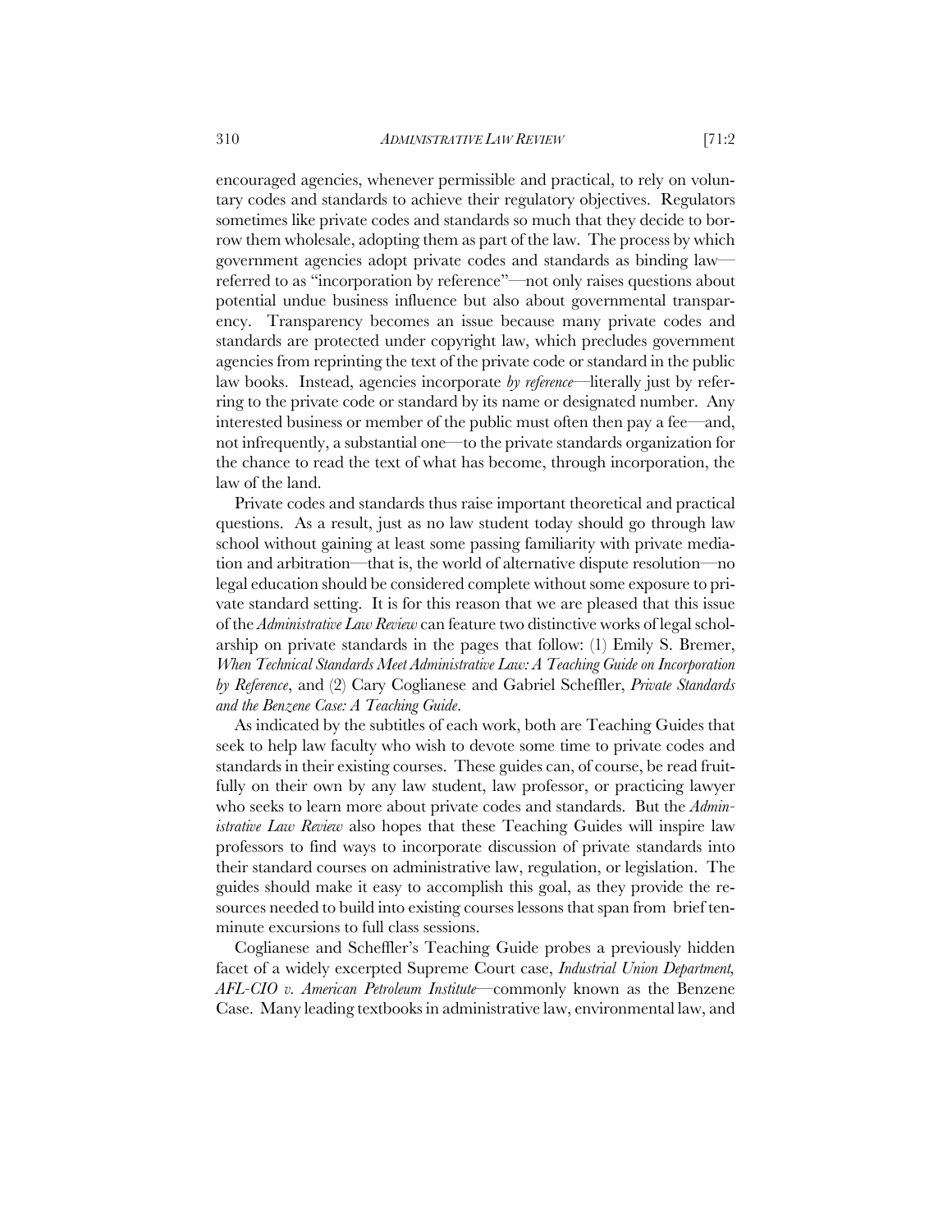encouraged agencies, whenever permissible and practical, to rely on voluntary codes and standards to achieve their regulatory objectives. Regulators sometimes like private codes and standards so much that they decide to borrow them wholesale, adopting them as part of the law. The process by which government agencies adopt private codes and standards as binding law—referred to as "incorporation by reference"—not only raises questions about potential undue business influence but also about governmental transparency. Transparency becomes an issue because many private codes and standards are protected under copyright law, which precludes government agencies from reprinting the text of the private code or standard in the public law books. Instead, agencies incorporate *by reference*—literally just by referring to the private code or standard by its name or designated number. Any interested business or member of the public must often then pay a fee—and, not infrequently, a substantial one—to the private standards organization for the chance to read the text of what has become, through incorporation, the law of the land.

Private codes and standards thus raise important theoretical and practical questions. As a result, just as no law student today should go through law school without gaining at least some passing familiarity with private mediation and arbitration—that is, the world of alternative dispute resolution—no legal education should be considered complete without some exposure to private standard setting. It is for this reason that we are pleased that this issue of the *Administrative Law Review* can feature two distinctive works of legal scholarship on private standards in the pages that follow: (1) Emily S. Bremer, *When Technical Standards Meet Administrative Law: A Teaching Guide on Incorporation by Reference*, and (2) Cary Coglianese and Gabriel Scheffler, *Private Standards and the Benzene Case: A Teaching Guide*.

As indicated by the subtitles of each work, both are Teaching Guides that seek to help law faculty who wish to devote some time to private codes and standards in their existing courses. These guides can, of course, be read fruitfully on their own by any law student, law professor, or practicing lawyer who seeks to learn more about private codes and standards. But the *Administrative Law Review* also hopes that these Teaching Guides will inspire law professors to find ways to incorporate discussion of private standards into their standard courses on administrative law, regulation, or legislation. The guides should make it easy to accomplish this goal, as they provide the resources needed to build into existing courses lessons that span from brief ten-minute excursions to full class sessions.

Coglianese and Scheffler's Teaching Guide probes a previously hidden facet of a widely excerpted Supreme Court case, *Industrial Union Department, AFL-CIO v. American Petroleum Institute*—commonly known as the Benzene Case. Many leading textbooks in administrative law, environmental law, and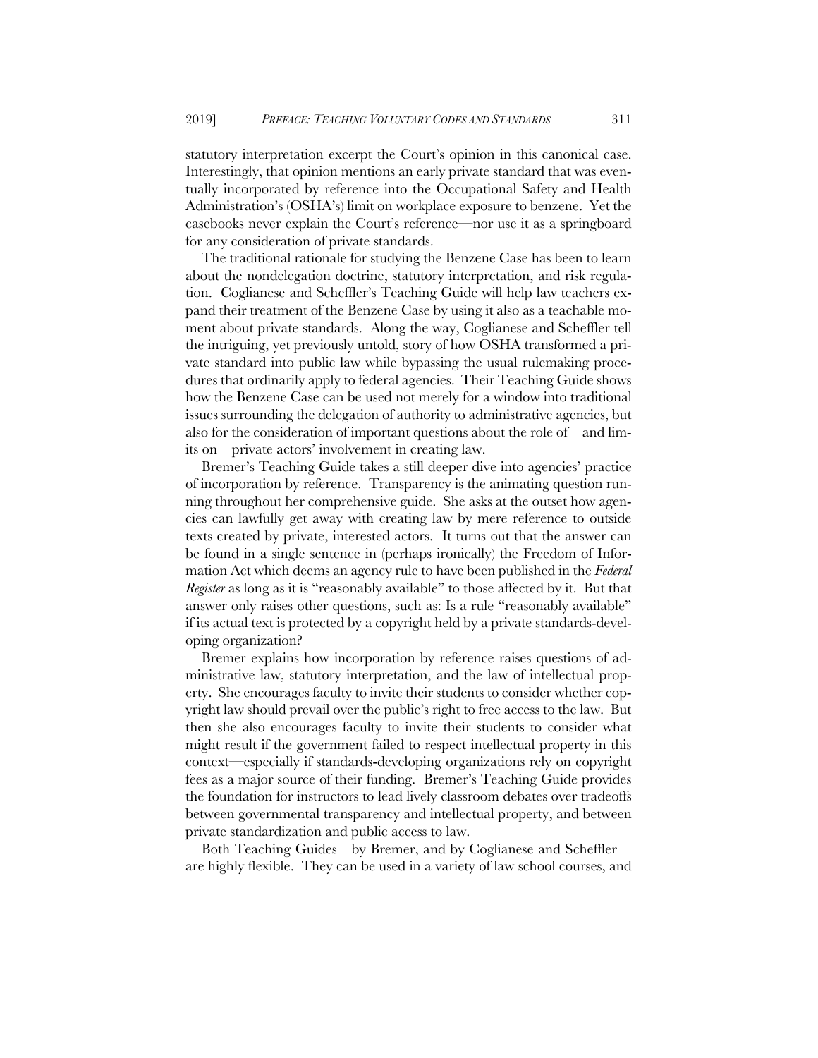statutory interpretation excerpt the Court's opinion in this canonical case. Interestingly, that opinion mentions an early private standard that was eventually incorporated by reference into the Occupational Safety and Health Administration's (OSHA's) limit on workplace exposure to benzene. Yet the casebooks never explain the Court's reference—nor use it as a springboard for any consideration of private standards.

The traditional rationale for studying the Benzene Case has been to learn about the nondelegation doctrine, statutory interpretation, and risk regulation. Coglianese and Scheffler's Teaching Guide will help law teachers expand their treatment of the Benzene Case by using it also as a teachable moment about private standards. Along the way, Coglianese and Scheffler tell the intriguing, yet previously untold, story of how OSHA transformed a private standard into public law while bypassing the usual rulemaking procedures that ordinarily apply to federal agencies. Their Teaching Guide shows how the Benzene Case can be used not merely for a window into traditional issues surrounding the delegation of authority to administrative agencies, but also for the consideration of important questions about the role of—and limits on—private actors' involvement in creating law.

Bremer's Teaching Guide takes a still deeper dive into agencies' practice of incorporation by reference. Transparency is the animating question running throughout her comprehensive guide. She asks at the outset how agencies can lawfully get away with creating law by mere reference to outside texts created by private, interested actors. It turns out that the answer can be found in a single sentence in (perhaps ironically) the Freedom of Information Act which deems an agency rule to have been published in the *Federal Register* as long as it is "reasonably available" to those affected by it. But that answer only raises other questions, such as: Is a rule "reasonably available" if its actual text is protected by a copyright held by a private standards-developing organization?

Bremer explains how incorporation by reference raises questions of administrative law, statutory interpretation, and the law of intellectual property. She encourages faculty to invite their students to consider whether copyright law should prevail over the public's right to free access to the law. But then she also encourages faculty to invite their students to consider what might result if the government failed to respect intellectual property in this context—especially if standards-developing organizations rely on copyright fees as a major source of their funding. Bremer's Teaching Guide provides the foundation for instructors to lead lively classroom debates over tradeoffs between governmental transparency and intellectual property, and between private standardization and public access to law.

Both Teaching Guides—by Bremer, and by Coglianese and Scheffler—are highly flexible. They can be used in a variety of law school courses, and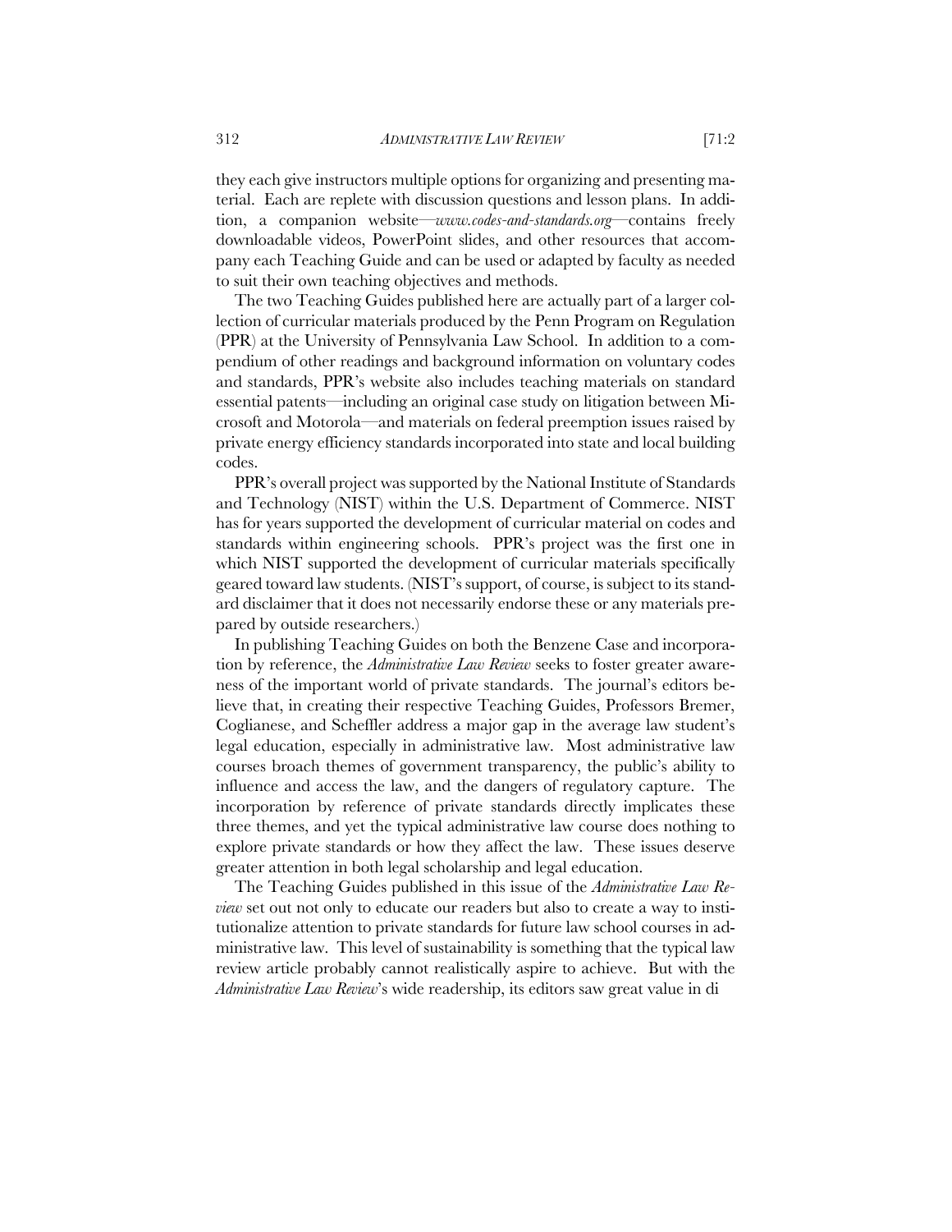they each give instructors multiple options for organizing and presenting material. Each are replete with discussion questions and lesson plans. In addition, a companion website—*www.codes-and-standards.org*—contains freely downloadable videos, PowerPoint slides, and other resources that accompany each Teaching Guide and can be used or adapted by faculty as needed to suit their own teaching objectives and methods.

The two Teaching Guides published here are actually part of a larger collection of curricular materials produced by the Penn Program on Regulation (PPR) at the University of Pennsylvania Law School. In addition to a compendium of other readings and background information on voluntary codes and standards, PPR's website also includes teaching materials on standard essential patents—including an original case study on litigation between Microsoft and Motorola—and materials on federal preemption issues raised by private energy efficiency standards incorporated into state and local building codes.

PPR's overall project was supported by the National Institute of Standards and Technology (NIST) within the U.S. Department of Commerce. NIST has for years supported the development of curricular material on codes and standards within engineering schools. PPR's project was the first one in which NIST supported the development of curricular materials specifically geared toward law students. (NIST's support, of course, is subject to its standard disclaimer that it does not necessarily endorse these or any materials prepared by outside researchers.)

In publishing Teaching Guides on both the Benzene Case and incorporation by reference, the *Administrative Law Review* seeks to foster greater awareness of the important world of private standards. The journal's editors believe that, in creating their respective Teaching Guides, Professors Bremer, Coglianese, and Scheffler address a major gap in the average law student's legal education, especially in administrative law. Most administrative law courses broach themes of government transparency, the public's ability to influence and access the law, and the dangers of regulatory capture. The incorporation by reference of private standards directly implicates these three themes, and yet the typical administrative law course does nothing to explore private standards or how they affect the law. These issues deserve greater attention in both legal scholarship and legal education.

The Teaching Guides published in this issue of the *Administrative Law Review* set out not only to educate our readers but also to create a way to institutionalize attention to private standards for future law school courses in administrative law. This level of sustainability is something that the typical law review article probably cannot realistically aspire to achieve. But with the *Administrative Law Review*'s wide readership, its editors saw great value in di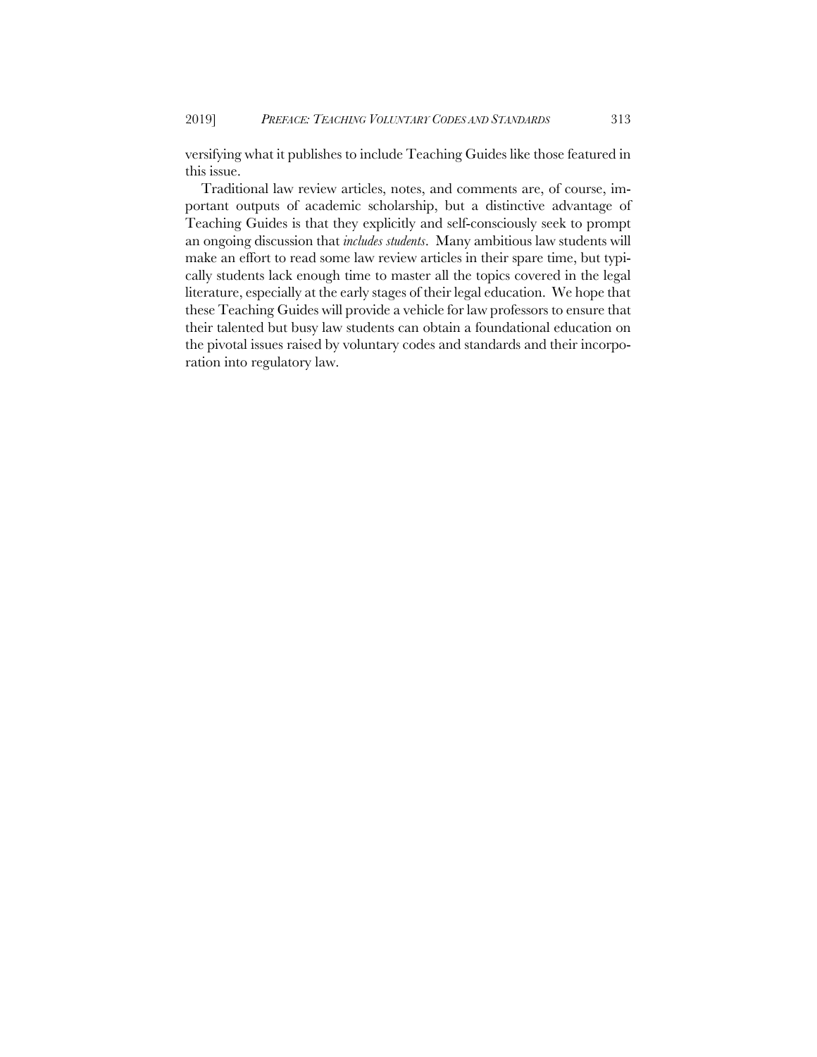versifying what it publishes to include Teaching Guides like those featured in this issue.

Traditional law review articles, notes, and comments are, of course, important outputs of academic scholarship, but a distinctive advantage of Teaching Guides is that they explicitly and self-consciously seek to prompt an ongoing discussion that *includes students*. Many ambitious law students will make an effort to read some law review articles in their spare time, but typically students lack enough time to master all the topics covered in the legal literature, especially at the early stages of their legal education. We hope that these Teaching Guides will provide a vehicle for law professors to ensure that their talented but busy law students can obtain a foundational education on the pivotal issues raised by voluntary codes and standards and their incorporation into regulatory law.